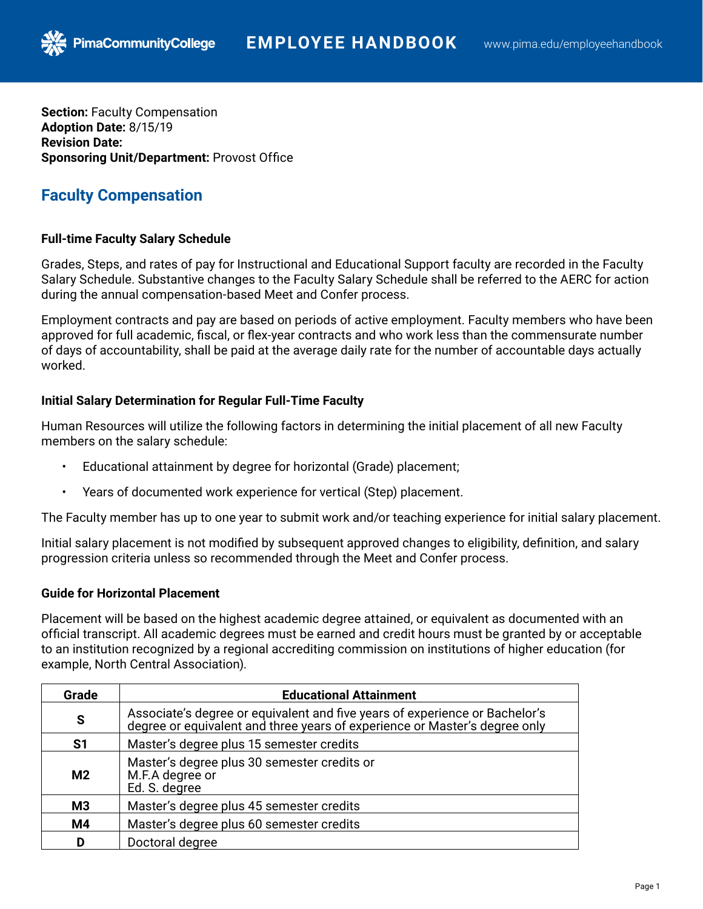**Section:** Faculty Compensation
**Adoption Date:** 8/15/19
**Revision Date:**
**Sponsoring Unit/Department:** Provost Office

# Faculty Compensation

### Full-time Faculty Salary Schedule

Grades, Steps, and rates of pay for Instructional and Educational Support faculty are recorded in the Faculty Salary Schedule. Substantive changes to the Faculty Salary Schedule shall be referred to the AERC for action during the annual compensation-based Meet and Confer process.

Employment contracts and pay are based on periods of active employment. Faculty members who have been approved for full academic, fiscal, or flex-year contracts and who work less than the commensurate number of days of accountability, shall be paid at the average daily rate for the number of accountable days actually worked.

### Initial Salary Determination for Regular Full-Time Faculty

Human Resources will utilize the following factors in determining the initial placement of all new Faculty members on the salary schedule:

- Educational attainment by degree for horizontal (Grade) placement;
- Years of documented work experience for vertical (Step) placement.

The Faculty member has up to one year to submit work and/or teaching experience for initial salary placement.

Initial salary placement is not modified by subsequent approved changes to eligibility, definition, and salary progression criteria unless so recommended through the Meet and Confer process.

### Guide for Horizontal Placement

Placement will be based on the highest academic degree attained, or equivalent as documented with an official transcript. All academic degrees must be earned and credit hours must be granted by or acceptable to an institution recognized by a regional accrediting commission on institutions of higher education (for example, North Central Association).

| Grade | Educational Attainment |
|---|---|
| **S** | Associate's degree or equivalent and five years of experience or Bachelor's degree or equivalent and three years of experience or Master's degree only |
| **S1** | Master's degree plus 15 semester credits |
| **M2** | Master's degree plus 30 semester credits or M.F.A degree or Ed. S. degree |
| **M3** | Master's degree plus 45 semester credits |
| **M4** | Master's degree plus 60 semester credits |
| **D** | Doctoral degree |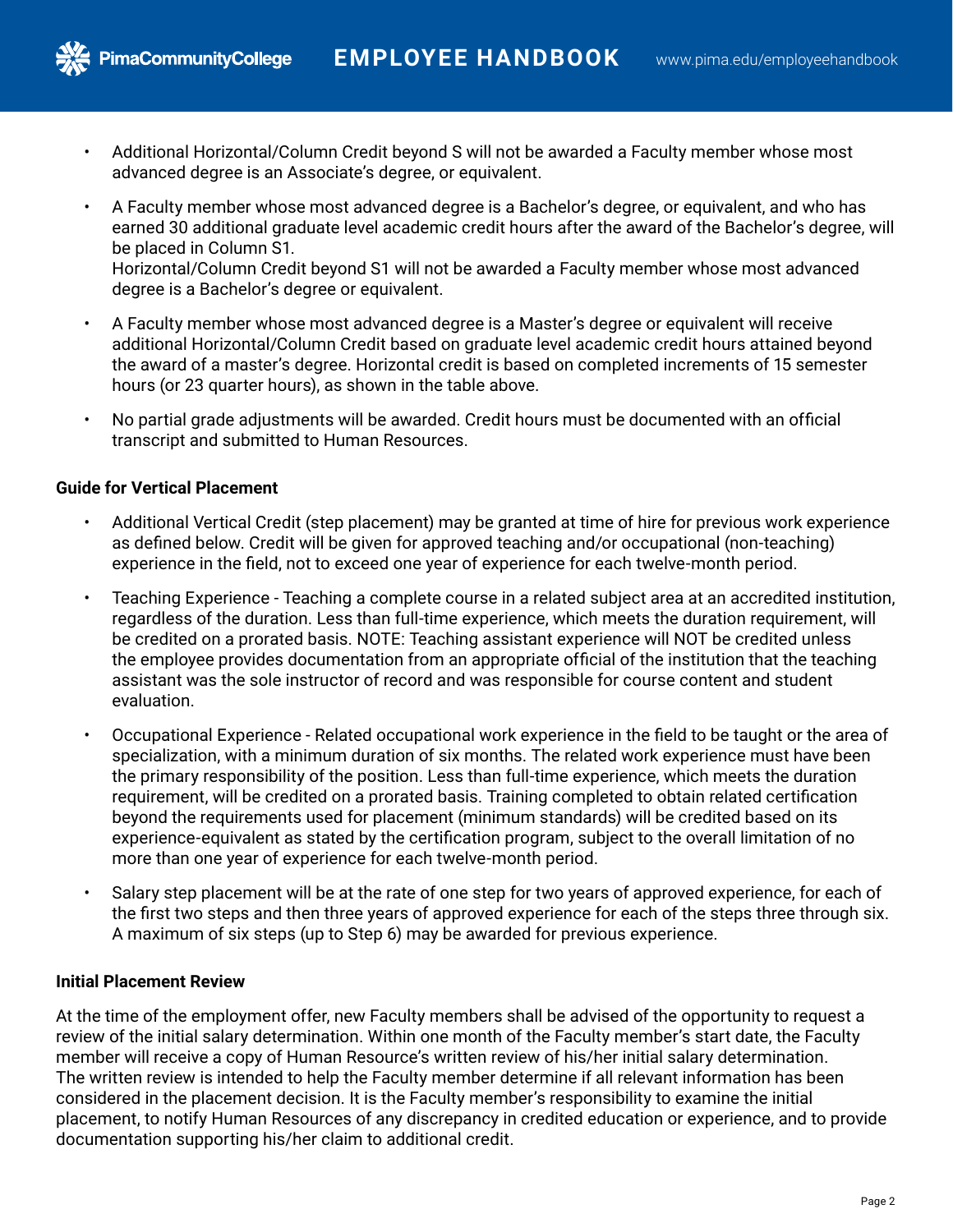- Additional Horizontal/Column Credit beyond S will not be awarded a Faculty member whose most advanced degree is an Associate's degree, or equivalent.
- A Faculty member whose most advanced degree is a Bachelor's degree, or equivalent, and who has earned 30 additional graduate level academic credit hours after the award of the Bachelor's degree, will be placed in Column S1.
  Horizontal/Column Credit beyond S1 will not be awarded a Faculty member whose most advanced degree is a Bachelor's degree or equivalent.
- A Faculty member whose most advanced degree is a Master's degree or equivalent will receive additional Horizontal/Column Credit based on graduate level academic credit hours attained beyond the award of a master's degree. Horizontal credit is based on completed increments of 15 semester hours (or 23 quarter hours), as shown in the table above.
- No partial grade adjustments will be awarded. Credit hours must be documented with an official transcript and submitted to Human Resources.

**Guide for Vertical Placement**

- Additional Vertical Credit (step placement) may be granted at time of hire for previous work experience as defined below. Credit will be given for approved teaching and/or occupational (non-teaching) experience in the field, not to exceed one year of experience for each twelve-month period.
- Teaching Experience - Teaching a complete course in a related subject area at an accredited institution, regardless of the duration. Less than full-time experience, which meets the duration requirement, will be credited on a prorated basis. NOTE: Teaching assistant experience will NOT be credited unless the employee provides documentation from an appropriate official of the institution that the teaching assistant was the sole instructor of record and was responsible for course content and student evaluation.
- Occupational Experience - Related occupational work experience in the field to be taught or the area of specialization, with a minimum duration of six months. The related work experience must have been the primary responsibility of the position. Less than full-time experience, which meets the duration requirement, will be credited on a prorated basis. Training completed to obtain related certification beyond the requirements used for placement (minimum standards) will be credited based on its experience-equivalent as stated by the certification program, subject to the overall limitation of no more than one year of experience for each twelve-month period.
- Salary step placement will be at the rate of one step for two years of approved experience, for each of the first two steps and then three years of approved experience for each of the steps three through six. A maximum of six steps (up to Step 6) may be awarded for previous experience.

**Initial Placement Review**

At the time of the employment offer, new Faculty members shall be advised of the opportunity to request a review of the initial salary determination. Within one month of the Faculty member's start date, the Faculty member will receive a copy of Human Resource's written review of his/her initial salary determination. The written review is intended to help the Faculty member determine if all relevant information has been considered in the placement decision. It is the Faculty member's responsibility to examine the initial placement, to notify Human Resources of any discrepancy in credited education or experience, and to provide documentation supporting his/her claim to additional credit.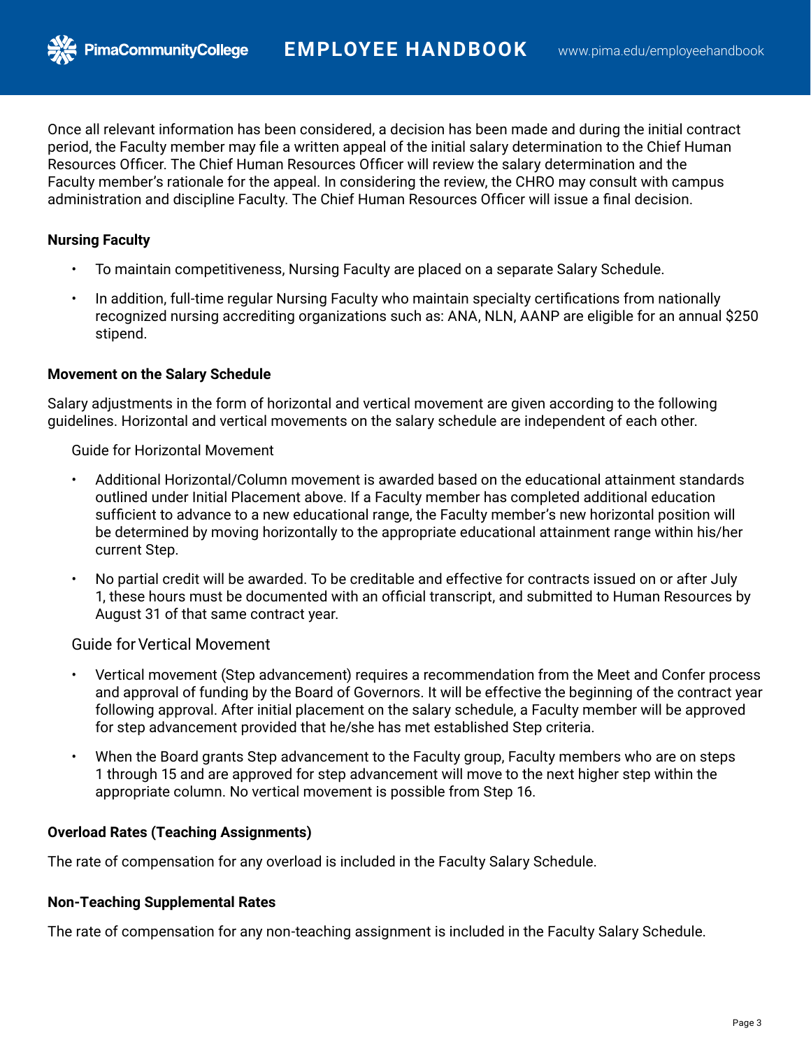Once all relevant information has been considered, a decision has been made and during the initial contract period, the Faculty member may file a written appeal of the initial salary determination to the Chief Human Resources Officer. The Chief Human Resources Officer will review the salary determination and the Faculty member's rationale for the appeal. In considering the review, the CHRO may consult with campus administration and discipline Faculty. The Chief Human Resources Officer will issue a final decision.

**Nursing Faculty**

- To maintain competitiveness, Nursing Faculty are placed on a separate Salary Schedule.
- In addition, full-time regular Nursing Faculty who maintain specialty certifications from nationally recognized nursing accrediting organizations such as: ANA, NLN, AANP are eligible for an annual $250 stipend.

**Movement on the Salary Schedule**

Salary adjustments in the form of horizontal and vertical movement are given according to the following guidelines. Horizontal and vertical movements on the salary schedule are independent of each other.

Guide for Horizontal Movement

- Additional Horizontal/Column movement is awarded based on the educational attainment standards outlined under Initial Placement above. If a Faculty member has completed additional education sufficient to advance to a new educational range, the Faculty member's new horizontal position will be determined by moving horizontally to the appropriate educational attainment range within his/her current Step.
- No partial credit will be awarded. To be creditable and effective for contracts issued on or after July 1, these hours must be documented with an official transcript, and submitted to Human Resources by August 31 of that same contract year.

Guide for Vertical Movement

- Vertical movement (Step advancement) requires a recommendation from the Meet and Confer process and approval of funding by the Board of Governors. It will be effective the beginning of the contract year following approval. After initial placement on the salary schedule, a Faculty member will be approved for step advancement provided that he/she has met established Step criteria.
- When the Board grants Step advancement to the Faculty group, Faculty members who are on steps 1 through 15 and are approved for step advancement will move to the next higher step within the appropriate column. No vertical movement is possible from Step 16.

**Overload Rates (Teaching Assignments)**

The rate of compensation for any overload is included in the Faculty Salary Schedule.

**Non-Teaching Supplemental Rates**

The rate of compensation for any non-teaching assignment is included in the Faculty Salary Schedule.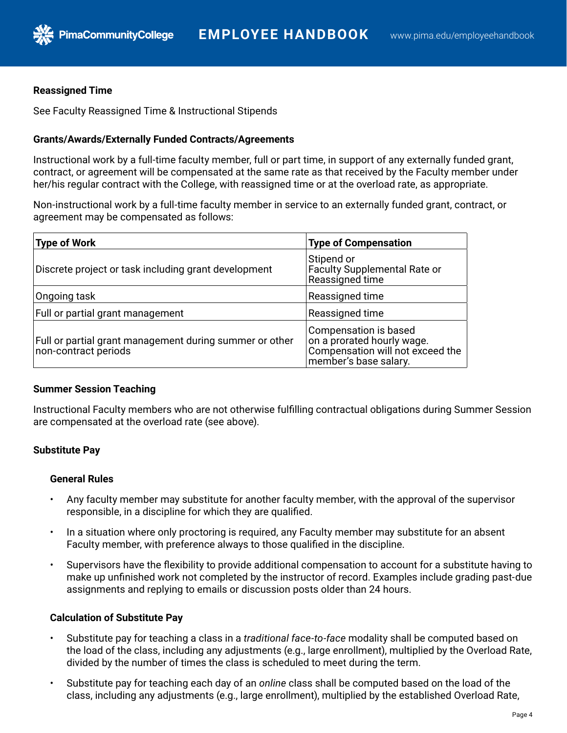### Reassigned Time

See Faculty Reassigned Time & Instructional Stipends

### Grants/Awards/Externally Funded Contracts/Agreements

Instructional work by a full-time faculty member, full or part time, in support of any externally funded grant, contract, or agreement will be compensated at the same rate as that received by the Faculty member under her/his regular contract with the College, with reassigned time or at the overload rate, as appropriate.

Non-instructional work by a full-time faculty member in service to an externally funded grant, contract, or agreement may be compensated as follows:

| Type of Work | Type of Compensation |
| --- | --- |
| Discrete project or task including grant development | Stipend or Faculty Supplemental Rate or Reassigned time |
| Ongoing task | Reassigned time |
| Full or partial grant management | Reassigned time |
| Full or partial grant management during summer or other non-contract periods | Compensation is based on a prorated hourly wage. Compensation will not exceed the member's base salary. |

### Summer Session Teaching

Instructional Faculty members who are not otherwise fulfilling contractual obligations during Summer Session are compensated at the overload rate (see above).

### Substitute Pay

#### General Rules

- Any faculty member may substitute for another faculty member, with the approval of the supervisor responsible, in a discipline for which they are qualified.
- In a situation where only proctoring is required, any Faculty member may substitute for an absent Faculty member, with preference always to those qualified in the discipline.
- Supervisors have the flexibility to provide additional compensation to account for a substitute having to make up unfinished work not completed by the instructor of record. Examples include grading past-due assignments and replying to emails or discussion posts older than 24 hours.

#### Calculation of Substitute Pay

- Substitute pay for teaching a class in a *traditional face-to-face* modality shall be computed based on the load of the class, including any adjustments (e.g., large enrollment), multiplied by the Overload Rate, divided by the number of times the class is scheduled to meet during the term.
- Substitute pay for teaching each day of an *online* class shall be computed based on the load of the class, including any adjustments (e.g., large enrollment), multiplied by the established Overload Rate,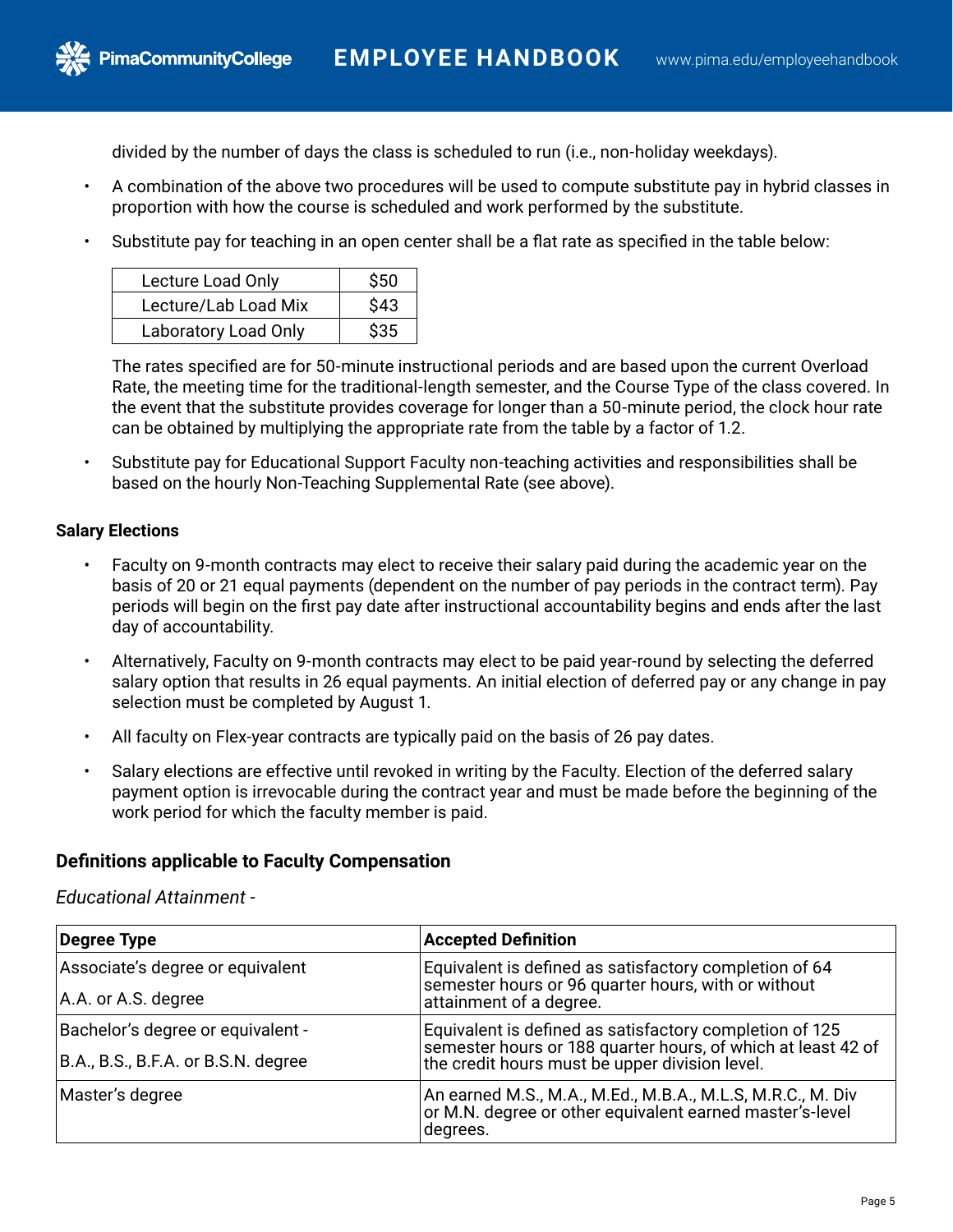divided by the number of days the class is scheduled to run (i.e., non-holiday weekdays).

- A combination of the above two procedures will be used to compute substitute pay in hybrid classes in proportion with how the course is scheduled and work performed by the substitute.
- Substitute pay for teaching in an open center shall be a flat rate as specified in the table below:

| | |
|---|---|
| Lecture Load Only | $50 |
| Lecture/Lab Load Mix | $43 |
| Laboratory Load Only | $35 |

  The rates specified are for 50-minute instructional periods and are based upon the current Overload Rate, the meeting time for the traditional-length semester, and the Course Type of the class covered. In the event that the substitute provides coverage for longer than a 50-minute period, the clock hour rate can be obtained by multiplying the appropriate rate from the table by a factor of 1.2.

- Substitute pay for Educational Support Faculty non-teaching activities and responsibilities shall be based on the hourly Non-Teaching Supplemental Rate (see above).

**Salary Elections**

- Faculty on 9-month contracts may elect to receive their salary paid during the academic year on the basis of 20 or 21 equal payments (dependent on the number of pay periods in the contract term). Pay periods will begin on the first pay date after instructional accountability begins and ends after the last day of accountability.
- Alternatively, Faculty on 9-month contracts may elect to be paid year-round by selecting the deferred salary option that results in 26 equal payments. An initial election of deferred pay or any change in pay selection must be completed by August 1.
- All faculty on Flex-year contracts are typically paid on the basis of 26 pay dates.
- Salary elections are effective until revoked in writing by the Faculty. Election of the deferred salary payment option is irrevocable during the contract year and must be made before the beginning of the work period for which the faculty member is paid.

## Definitions applicable to Faculty Compensation

*Educational Attainment -*

| Degree Type | Accepted Definition |
|---|---|
| Associate's degree or equivalent<br>A.A. or A.S. degree | Equivalent is defined as satisfactory completion of 64 semester hours or 96 quarter hours, with or without attainment of a degree. |
| Bachelor's degree or equivalent -<br>B.A., B.S., B.F.A. or B.S.N. degree | Equivalent is defined as satisfactory completion of 125 semester hours or 188 quarter hours, of which at least 42 of the credit hours must be upper division level. |
| Master's degree | An earned M.S., M.A., M.Ed., M.B.A., M.L.S, M.R.C., M. Div or M.N. degree or other equivalent earned master's-level degrees. |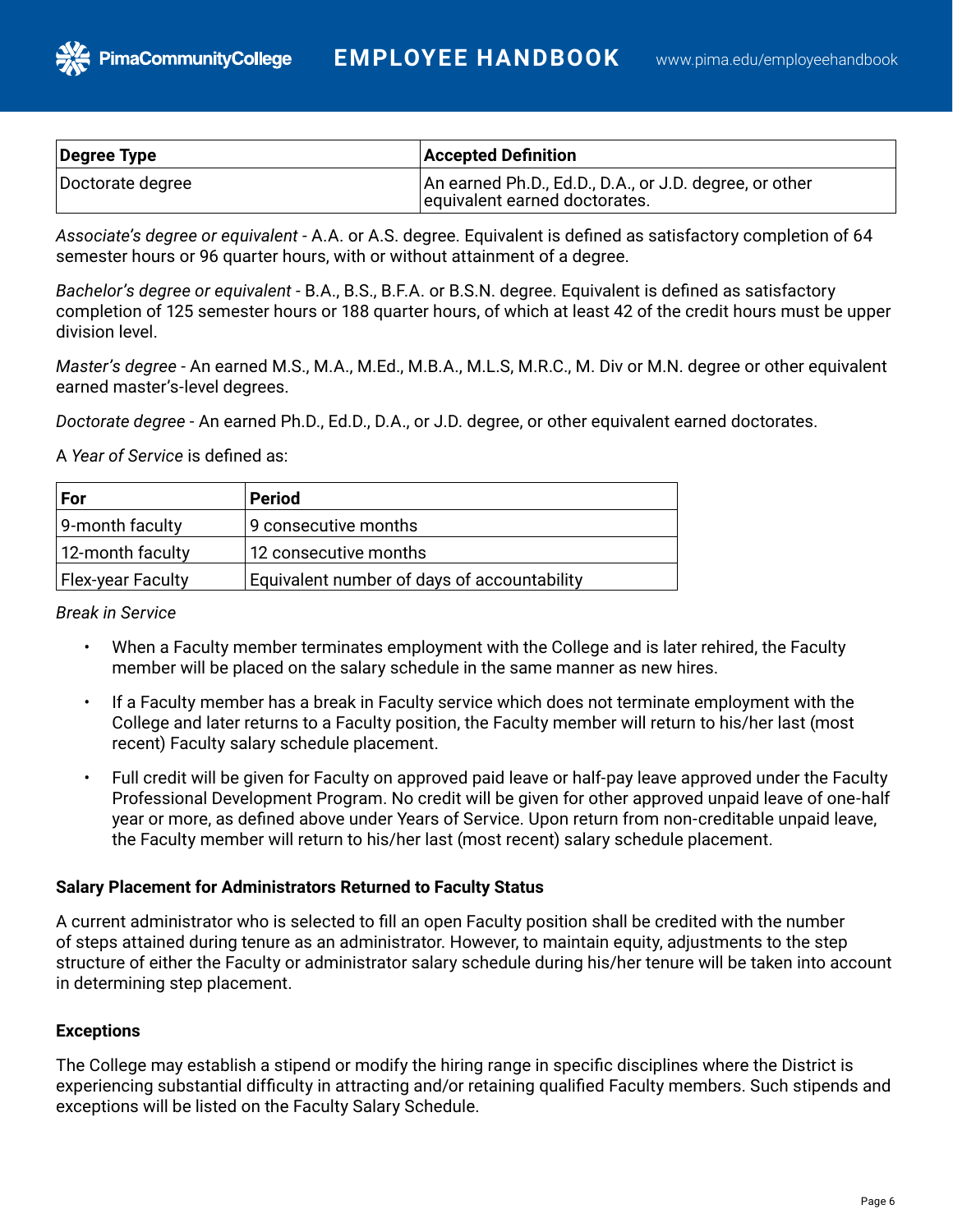| Degree Type | Accepted Definition |
| --- | --- |
| Doctorate degree | An earned Ph.D., Ed.D., D.A., or J.D. degree, or other equivalent earned doctorates. |

*Associate's degree or equivalent* - A.A. or A.S. degree. Equivalent is defined as satisfactory completion of 64 semester hours or 96 quarter hours, with or without attainment of a degree.

*Bachelor's degree or equivalent* - B.A., B.S., B.F.A. or B.S.N. degree. Equivalent is defined as satisfactory completion of 125 semester hours or 188 quarter hours, of which at least 42 of the credit hours must be upper division level.

*Master's degree* - An earned M.S., M.A., M.Ed., M.B.A., M.L.S, M.R.C., M. Div or M.N. degree or other equivalent earned master's-level degrees.

*Doctorate degree* - An earned Ph.D., Ed.D., D.A., or J.D. degree, or other equivalent earned doctorates.

A *Year of Service* is defined as:

| For | Period |
| --- | --- |
| 9-month faculty | 9 consecutive months |
| 12-month faculty | 12 consecutive months |
| Flex-year Faculty | Equivalent number of days of accountability |

*Break in Service*

- When a Faculty member terminates employment with the College and is later rehired, the Faculty member will be placed on the salary schedule in the same manner as new hires.
- If a Faculty member has a break in Faculty service which does not terminate employment with the College and later returns to a Faculty position, the Faculty member will return to his/her last (most recent) Faculty salary schedule placement.
- Full credit will be given for Faculty on approved paid leave or half-pay leave approved under the Faculty Professional Development Program. No credit will be given for other approved unpaid leave of one-half year or more, as defined above under Years of Service. Upon return from non-creditable unpaid leave, the Faculty member will return to his/her last (most recent) salary schedule placement.

**Salary Placement for Administrators Returned to Faculty Status**

A current administrator who is selected to fill an open Faculty position shall be credited with the number of steps attained during tenure as an administrator. However, to maintain equity, adjustments to the step structure of either the Faculty or administrator salary schedule during his/her tenure will be taken into account in determining step placement.

**Exceptions**

The College may establish a stipend or modify the hiring range in specific disciplines where the District is experiencing substantial difficulty in attracting and/or retaining qualified Faculty members. Such stipends and exceptions will be listed on the Faculty Salary Schedule.